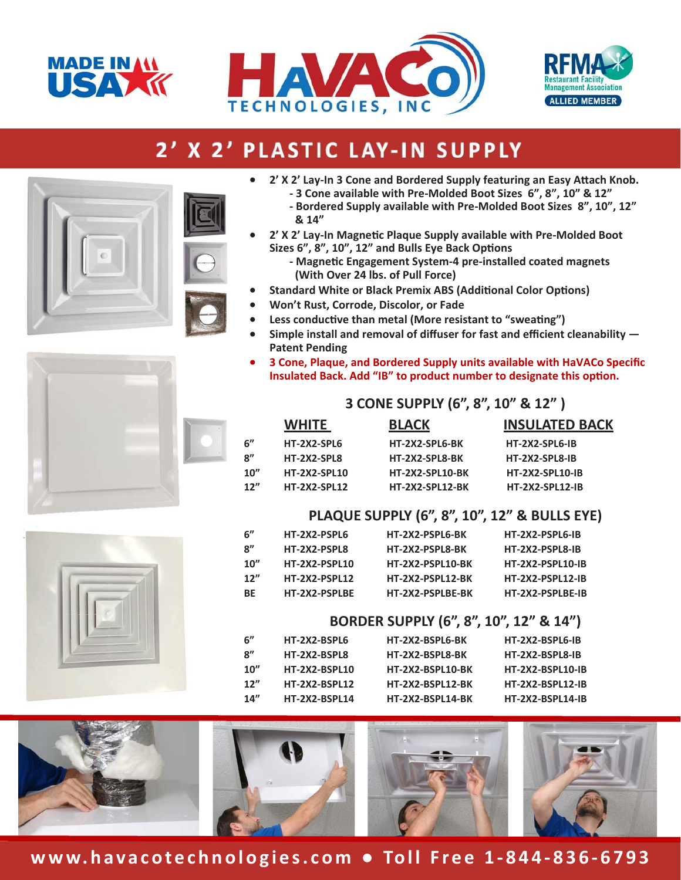MADE IN USA

HAVACO TECHNOLOGIES, INC

RFMA Restaurant Facility Management Association ALLIED MEMBER

# 2' X 2' PLASTIC LAY-IN SUPPLY

- 2' X 2' Lay-In 3 Cone and Bordered Supply featuring an Easy Attach Knob.
  - 3 Cone available with Pre-Molded Boot Sizes 6", 8", 10" & 12"
  - Bordered Supply available with Pre-Molded Boot Sizes 8", 10", 12" & 14"
- 2' X 2' Lay-In Magnetic Plaque Supply available with Pre-Molded Boot Sizes 6", 8", 10", 12" and Bulls Eye Back Options
  - Magnetic Engagement System-4 pre-installed coated magnets (With Over 24 lbs. of Pull Force)
- Standard White or Black Premix ABS (Additional Color Options)
- Won't Rust, Corrode, Discolor, or Fade
- Less conductive than metal (More resistant to "sweating")
- Simple install and removal of diffuser for fast and efficient cleanability — Patent Pending
- 3 Cone, Plaque, and Bordered Supply units available with HaVACo Specific Insulated Back. Add "IB" to product number to designate this option.

## 3 CONE SUPPLY (6", 8", 10" & 12" )

| | WHITE | BLACK | INSULATED BACK |
|---|---|---|---|
| 6" | HT-2X2-SPL6 | HT-2X2-SPL6-BK | HT-2X2-SPL6-IB |
| 8" | HT-2X2-SPL8 | HT-2X2-SPL8-BK | HT-2X2-SPL8-IB |
| 10" | HT-2X2-SPL10 | HT-2X2-SPL10-BK | HT-2X2-SPL10-IB |
| 12" | HT-2X2-SPL12 | HT-2X2-SPL12-BK | HT-2X2-SPL12-IB |

## PLAQUE SUPPLY (6", 8", 10", 12" & BULLS EYE)

| | WHITE | BLACK | INSULATED BACK |
|---|---|---|---|
| 6" | HT-2X2-PSPL6 | HT-2X2-PSPL6-BK | HT-2X2-PSPL6-IB |
| 8" | HT-2X2-PSPL8 | HT-2X2-PSPL8-BK | HT-2X2-PSPL8-IB |
| 10" | HT-2X2-PSPL10 | HT-2X2-PSPL10-BK | HT-2X2-PSPL10-IB |
| 12" | HT-2X2-PSPL12 | HT-2X2-PSPL12-BK | HT-2X2-PSPL12-IB |
| BE | HT-2X2-PSPLBE | HT-2X2-PSPLBE-BK | HT-2X2-PSPLBE-IB |

## BORDER SUPPLY (6", 8", 10", 12" & 14")

| | WHITE | BLACK | INSULATED BACK |
|---|---|---|---|
| 6" | HT-2X2-BSPL6 | HT-2X2-BSPL6-BK | HT-2X2-BSPL6-IB |
| 8" | HT-2X2-BSPL8 | HT-2X2-BSPL8-BK | HT-2X2-BSPL8-IB |
| 10" | HT-2X2-BSPL10 | HT-2X2-BSPL10-BK | HT-2X2-BSPL10-IB |
| 12" | HT-2X2-BSPL12 | HT-2X2-BSPL12-BK | HT-2X2-BSPL12-IB |
| 14" | HT-2X2-BSPL14 | HT-2X2-BSPL14-BK | HT-2X2-BSPL14-IB |

www.havacotechnologies.com • Toll Free 1-844-836-6793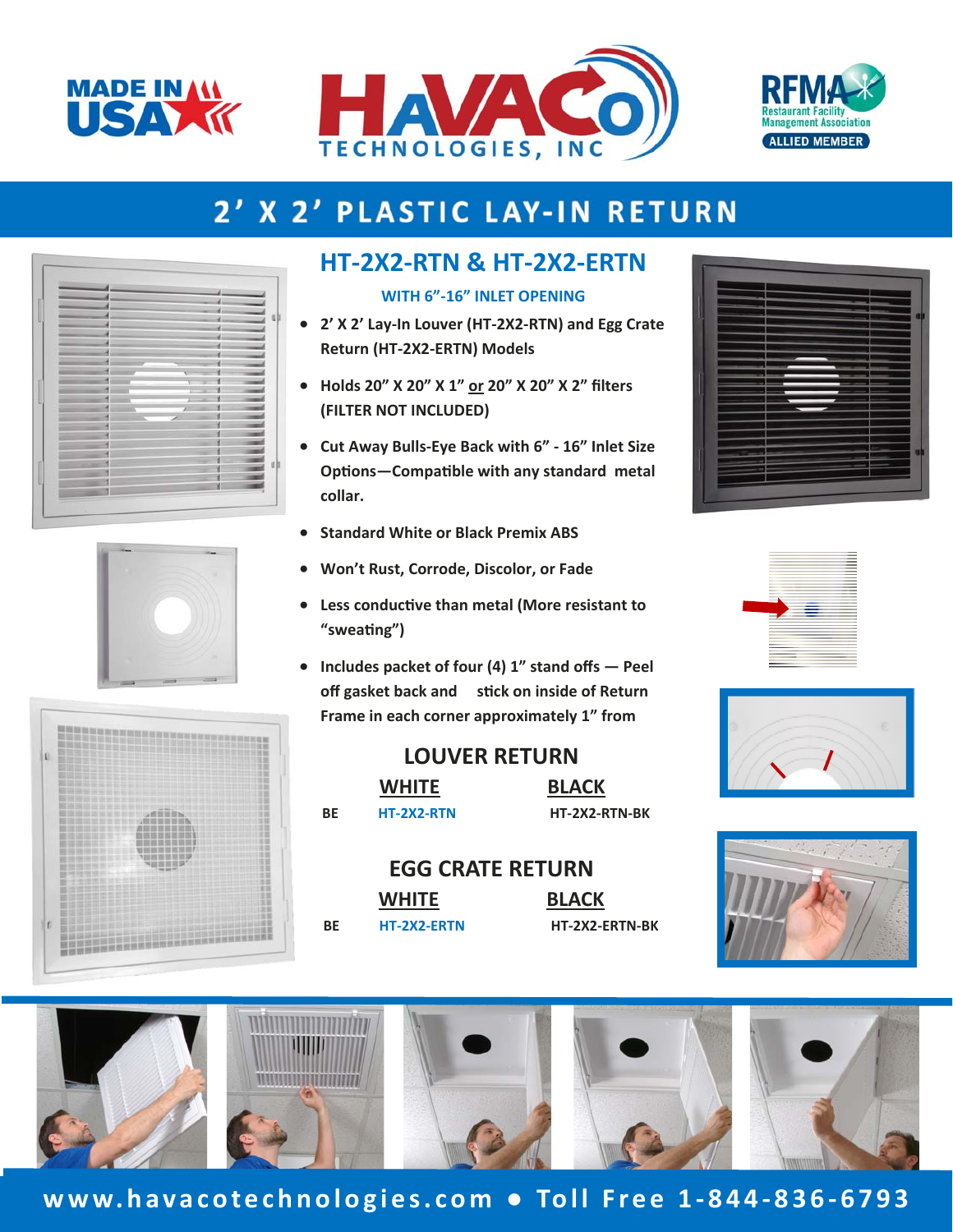MADE IN USA

HAVACO TECHNOLOGIES, INC

RFMA Restaurant Facility Management Association ALLIED MEMBER

# 2' X 2' PLASTIC LAY-IN RETURN

## HT-2X2-RTN & HT-2X2-ERTN

**WITH 6"-16" INLET OPENING**

- **2' X 2' Lay-In Louver (HT-2X2-RTN) and Egg Crate Return (HT-2X2-ERTN) Models**
- **Holds 20" X 20" X 1" or 20" X 20" X 2" filters (FILTER NOT INCLUDED)**
- **Cut Away Bulls-Eye Back with 6" - 16" Inlet Size Options—Compatible with any standard metal collar.**
- **Standard White or Black Premix ABS**
- **Won't Rust, Corrode, Discolor, or Fade**
- **Less conductive than metal (More resistant to "sweating")**
- **Includes packet of four (4) 1" stand offs — Peel off gasket back and stick on inside of Return Frame in each corner approximately 1" from**

### LOUVER RETURN

| | WHITE | BLACK |
|---|---|---|
| BE | HT-2X2-RTN | HT-2X2-RTN-BK |

### EGG CRATE RETURN

| | WHITE | BLACK |
|---|---|---|
| BE | HT-2X2-ERTN | HT-2X2-ERTN-BK |

**www.havacotechnologies.com • Toll Free 1-844-836-6793**